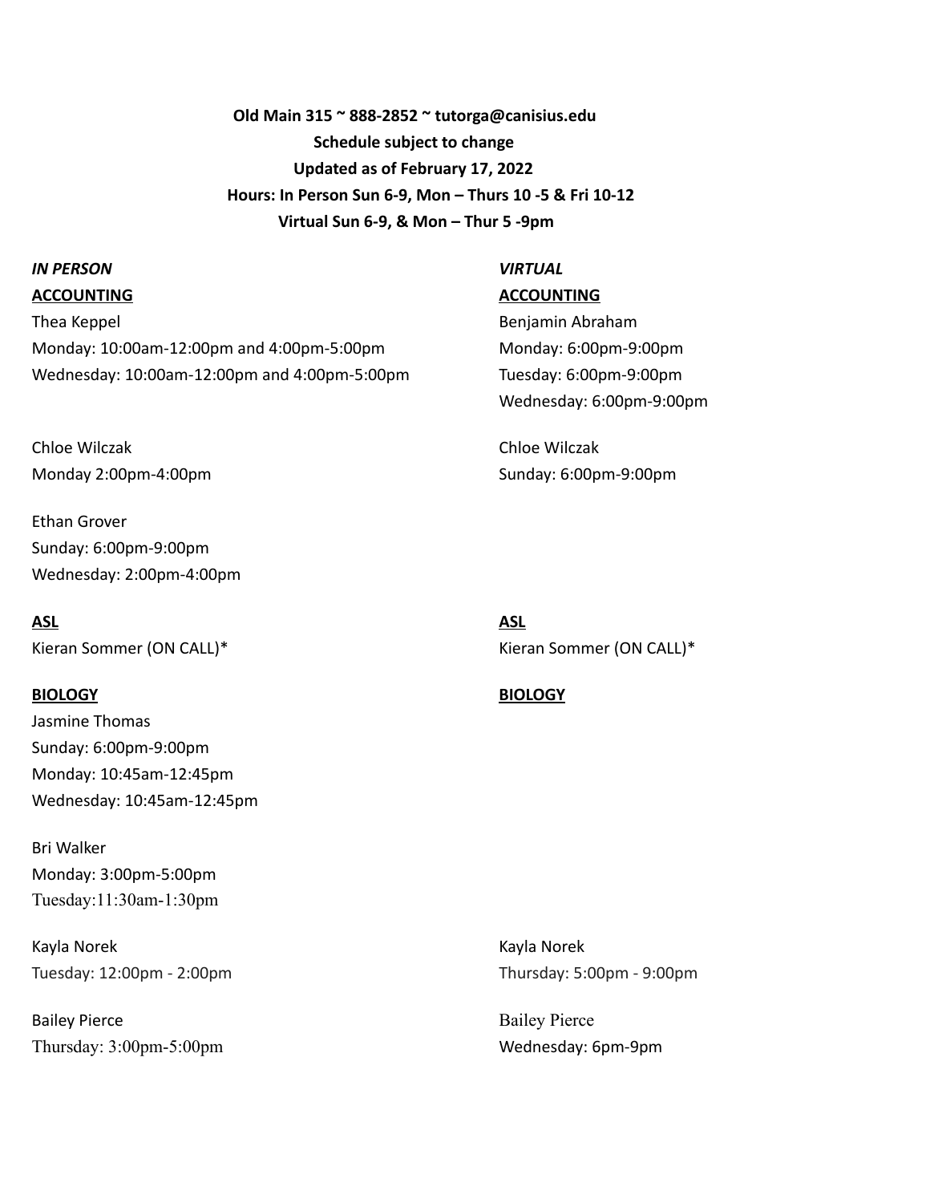**Old Main 315 ~ 888-2852 ~ tutorga@canisius.edu**
**Schedule subject to change**
**Updated as of February 17, 2022**
**Hours: In Person Sun 6-9, Mon – Thurs 10 -5 & Fri 10-12**
**Virtual Sun 6-9, & Mon – Thur 5 -9pm**

## *IN PERSON*

### ACCOUNTING

Thea Keppel
Monday: 10:00am-12:00pm and 4:00pm-5:00pm
Wednesday: 10:00am-12:00pm and 4:00pm-5:00pm

Chloe Wilczak
Monday 2:00pm-4:00pm

Ethan Grover
Sunday: 6:00pm-9:00pm
Wednesday: 2:00pm-4:00pm

### ASL

Kieran Sommer (ON CALL)*

### BIOLOGY

Jasmine Thomas
Sunday: 6:00pm-9:00pm
Monday: 10:45am-12:45pm
Wednesday: 10:45am-12:45pm

Bri Walker
Monday: 3:00pm-5:00pm
Tuesday:11:30am-1:30pm

Kayla Norek
Tuesday: 12:00pm - 2:00pm

Bailey Pierce
Thursday: 3:00pm-5:00pm

## *VIRTUAL*

### ACCOUNTING

Benjamin Abraham
Monday: 6:00pm-9:00pm
Tuesday: 6:00pm-9:00pm
Wednesday: 6:00pm-9:00pm

Chloe Wilczak
Sunday: 6:00pm-9:00pm

### ASL

Kieran Sommer (ON CALL)*

### BIOLOGY

Kayla Norek
Thursday: 5:00pm - 9:00pm

Bailey Pierce
Wednesday: 6pm-9pm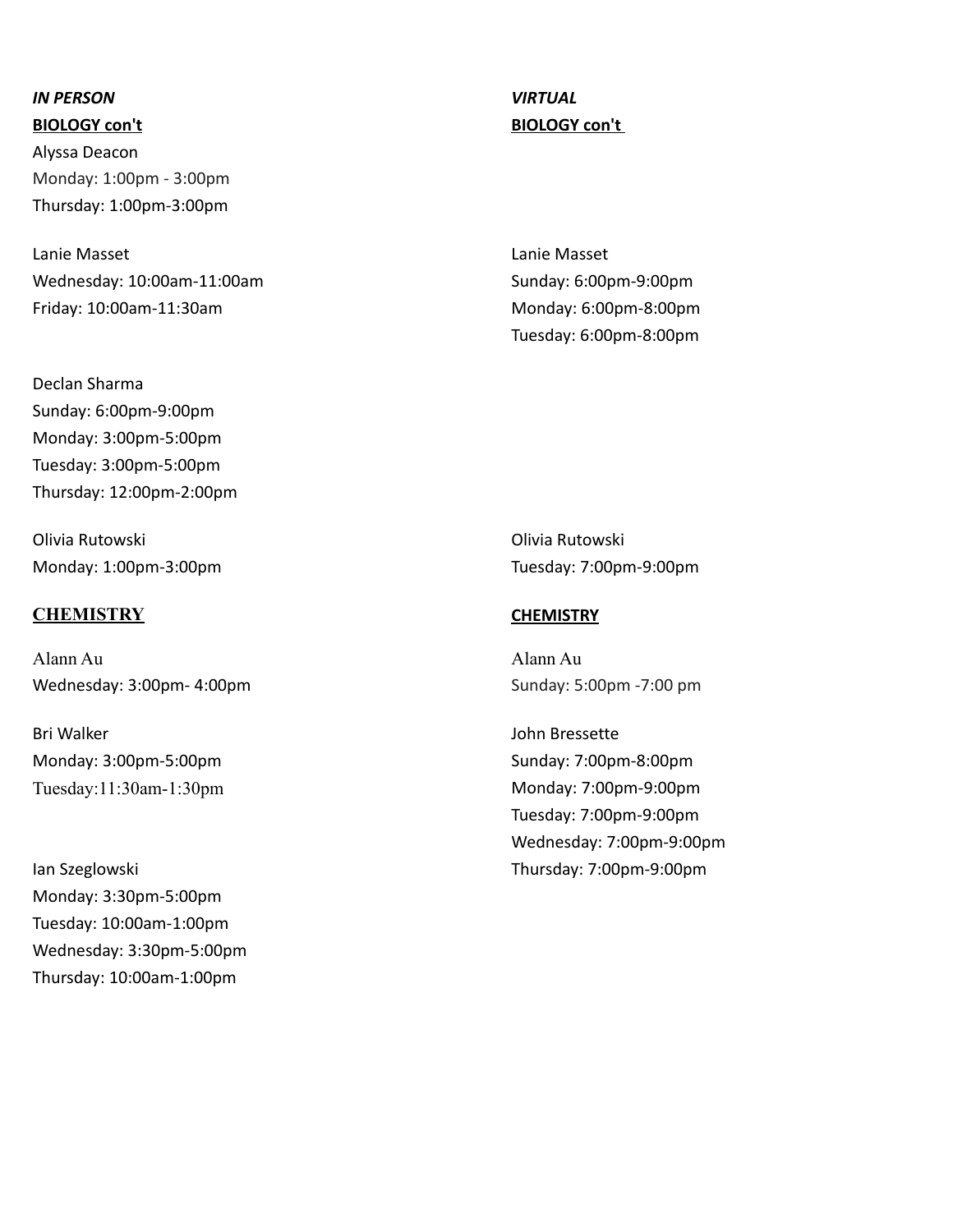*IN PERSON*

**BIOLOGY con't**

Alyssa Deacon
Monday: 1:00pm - 3:00pm
Thursday: 1:00pm-3:00pm

Lanie Masset
Wednesday: 10:00am-11:00am
Friday: 10:00am-11:30am

Declan Sharma
Sunday: 6:00pm-9:00pm
Monday: 3:00pm-5:00pm
Tuesday: 3:00pm-5:00pm
Thursday: 12:00pm-2:00pm

Olivia Rutowski
Monday: 1:00pm-3:00pm

**CHEMISTRY**

Alann Au
Wednesday: 3:00pm- 4:00pm

Bri Walker
Monday: 3:00pm-5:00pm
Tuesday:11:30am-1:30pm

Ian Szeglowski
Monday: 3:30pm-5:00pm
Tuesday: 10:00am-1:00pm
Wednesday: 3:30pm-5:00pm
Thursday: 10:00am-1:00pm

*VIRTUAL*

**BIOLOGY con't**

Lanie Masset
Sunday: 6:00pm-9:00pm
Monday: 6:00pm-8:00pm
Tuesday: 6:00pm-8:00pm

Olivia Rutowski
Tuesday: 7:00pm-9:00pm

**CHEMISTRY**

Alann Au
Sunday: 5:00pm -7:00 pm

John Bressette
Sunday: 7:00pm-8:00pm
Monday: 7:00pm-9:00pm
Tuesday: 7:00pm-9:00pm
Wednesday: 7:00pm-9:00pm
Thursday: 7:00pm-9:00pm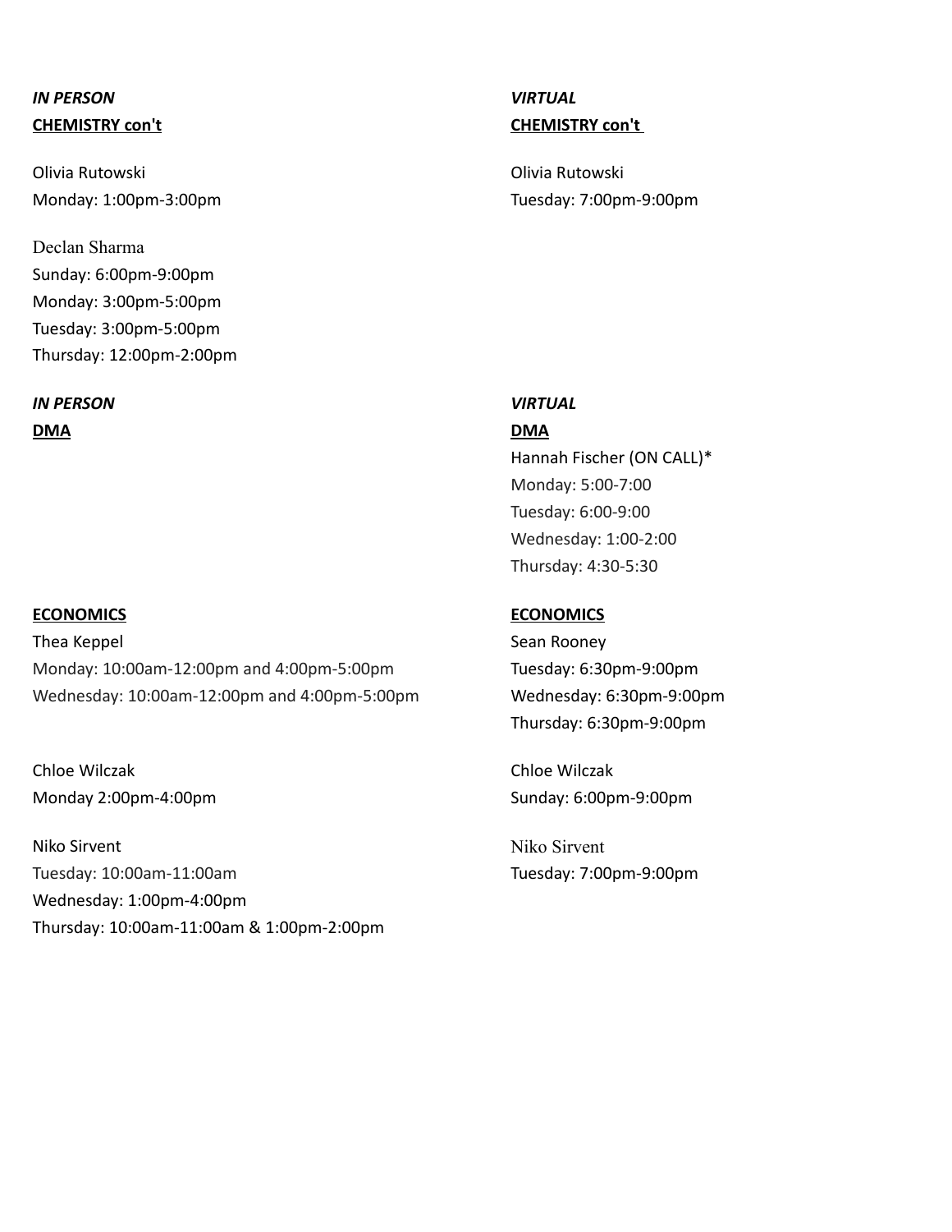***IN PERSON***
**CHEMISTRY con't**

Olivia Rutowski
Monday: 1:00pm-3:00pm

Declan Sharma
Sunday: 6:00pm-9:00pm
Monday: 3:00pm-5:00pm
Tuesday: 3:00pm-5:00pm
Thursday: 12:00pm-2:00pm

***VIRTUAL***
**CHEMISTRY con't**

Olivia Rutowski
Tuesday: 7:00pm-9:00pm

***IN PERSON***
**DMA**

***VIRTUAL***
**DMA**

Hannah Fischer (ON CALL)*
Monday: 5:00-7:00
Tuesday: 6:00-9:00
Wednesday: 1:00-2:00
Thursday: 4:30-5:30

**ECONOMICS**

Thea Keppel
Monday: 10:00am-12:00pm and 4:00pm-5:00pm
Wednesday: 10:00am-12:00pm and 4:00pm-5:00pm

Chloe Wilczak
Monday 2:00pm-4:00pm

Niko Sirvent
Tuesday: 10:00am-11:00am
Wednesday: 1:00pm-4:00pm
Thursday: 10:00am-11:00am & 1:00pm-2:00pm

**ECONOMICS**

Sean Rooney
Tuesday: 6:30pm-9:00pm
Wednesday: 6:30pm-9:00pm
Thursday: 6:30pm-9:00pm

Chloe Wilczak
Sunday: 6:00pm-9:00pm

Niko Sirvent
Tuesday: 7:00pm-9:00pm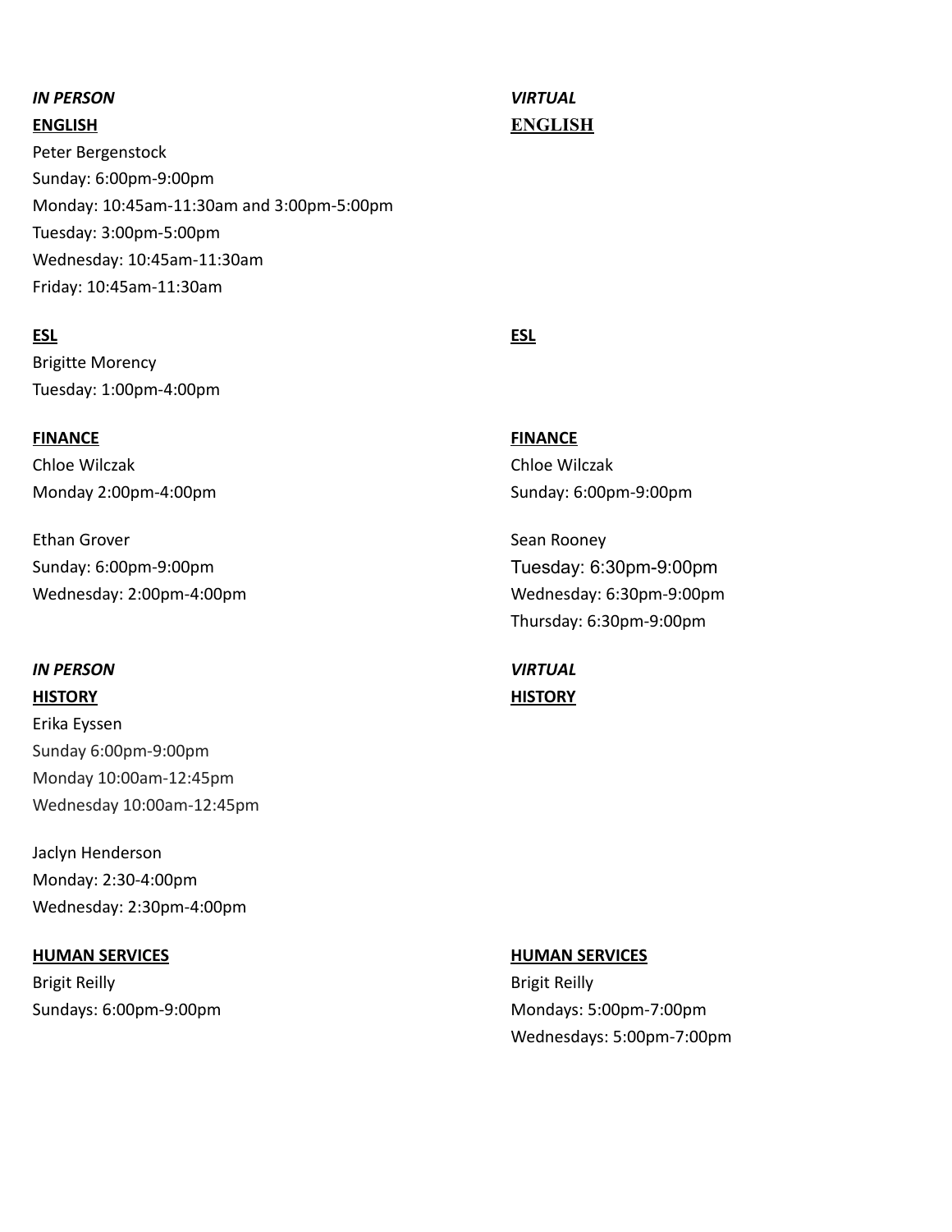*IN PERSON*

**ENGLISH**

Peter Bergenstock
Sunday: 6:00pm-9:00pm
Monday: 10:45am-11:30am and 3:00pm-5:00pm
Tuesday: 3:00pm-5:00pm
Wednesday: 10:45am-11:30am
Friday: 10:45am-11:30am

**ESL**

Brigitte Morency
Tuesday: 1:00pm-4:00pm

**FINANCE**

Chloe Wilczak
Monday 2:00pm-4:00pm

Ethan Grover
Sunday: 6:00pm-9:00pm
Wednesday: 2:00pm-4:00pm

*VIRTUAL*

**ENGLISH**

**ESL**

**FINANCE**

Chloe Wilczak
Sunday: 6:00pm-9:00pm

Sean Rooney
Tuesday: 6:30pm-9:00pm
Wednesday: 6:30pm-9:00pm
Thursday: 6:30pm-9:00pm

*IN PERSON*

**HISTORY**

Erika Eyssen
Sunday 6:00pm-9:00pm
Monday 10:00am-12:45pm
Wednesday 10:00am-12:45pm

Jaclyn Henderson
Monday: 2:30-4:00pm
Wednesday: 2:30pm-4:00pm

**HUMAN SERVICES**

Brigit Reilly
Sundays: 6:00pm-9:00pm

*VIRTUAL*

**HISTORY**

**HUMAN SERVICES**

Brigit Reilly
Mondays: 5:00pm-7:00pm
Wednesdays: 5:00pm-7:00pm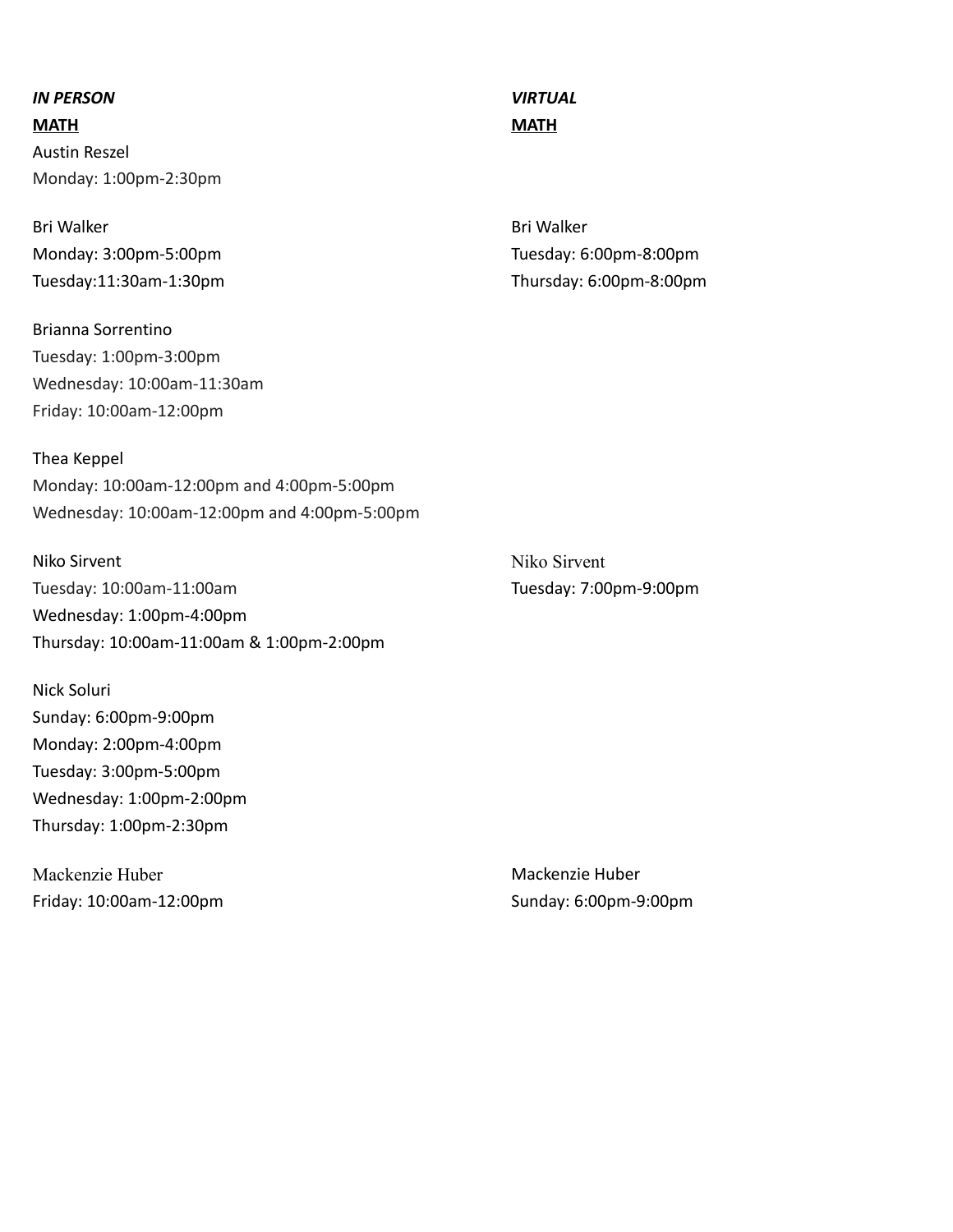***IN PERSON***

**MATH**

Austin Reszel
Monday: 1:00pm-2:30pm

Bri Walker
Monday: 3:00pm-5:00pm
Tuesday:11:30am-1:30pm

Brianna Sorrentino
Tuesday: 1:00pm-3:00pm
Wednesday: 10:00am-11:30am
Friday: 10:00am-12:00pm

Thea Keppel
Monday: 10:00am-12:00pm and 4:00pm-5:00pm
Wednesday: 10:00am-12:00pm and 4:00pm-5:00pm

Niko Sirvent
Tuesday: 10:00am-11:00am
Wednesday: 1:00pm-4:00pm
Thursday: 10:00am-11:00am & 1:00pm-2:00pm

Nick Soluri
Sunday: 6:00pm-9:00pm
Monday: 2:00pm-4:00pm
Tuesday: 3:00pm-5:00pm
Wednesday: 1:00pm-2:00pm
Thursday: 1:00pm-2:30pm

Mackenzie Huber
Friday: 10:00am-12:00pm

***VIRTUAL***

**MATH**

Bri Walker
Tuesday: 6:00pm-8:00pm
Thursday: 6:00pm-8:00pm

Niko Sirvent
Tuesday: 7:00pm-9:00pm

Mackenzie Huber
Sunday: 6:00pm-9:00pm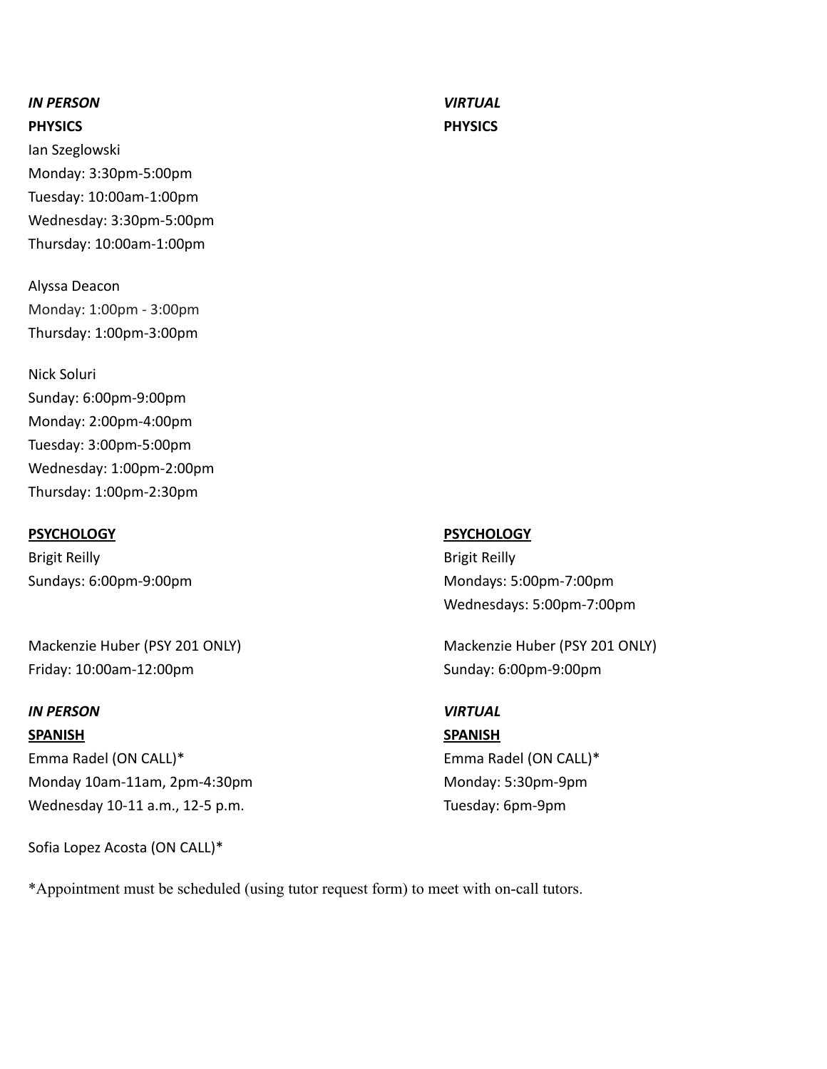*IN PERSON*

**PHYSICS**

Ian Szeglowski
Monday: 3:30pm-5:00pm
Tuesday: 10:00am-1:00pm
Wednesday: 3:30pm-5:00pm
Thursday: 10:00am-1:00pm

Alyssa Deacon
Monday: 1:00pm - 3:00pm
Thursday: 1:00pm-3:00pm

Nick Soluri
Sunday: 6:00pm-9:00pm
Monday: 2:00pm-4:00pm
Tuesday: 3:00pm-5:00pm
Wednesday: 1:00pm-2:00pm
Thursday: 1:00pm-2:30pm

**PSYCHOLOGY**

Brigit Reilly
Sundays: 6:00pm-9:00pm

Mackenzie Huber (PSY 201 ONLY)
Friday: 10:00am-12:00pm

*VIRTUAL*

**PHYSICS**

**PSYCHOLOGY**

Brigit Reilly
Mondays: 5:00pm-7:00pm
Wednesdays: 5:00pm-7:00pm

Mackenzie Huber (PSY 201 ONLY)
Sunday: 6:00pm-9:00pm

*IN PERSON*

**SPANISH**

Emma Radel (ON CALL)*
Monday 10am-11am, 2pm-4:30pm
Wednesday 10-11 a.m., 12-5 p.m.

Sofia Lopez Acosta (ON CALL)*

*VIRTUAL*

**SPANISH**

Emma Radel (ON CALL)*
Monday: 5:30pm-9pm
Tuesday: 6pm-9pm

*Appointment must be scheduled (using tutor request form) to meet with on-call tutors.